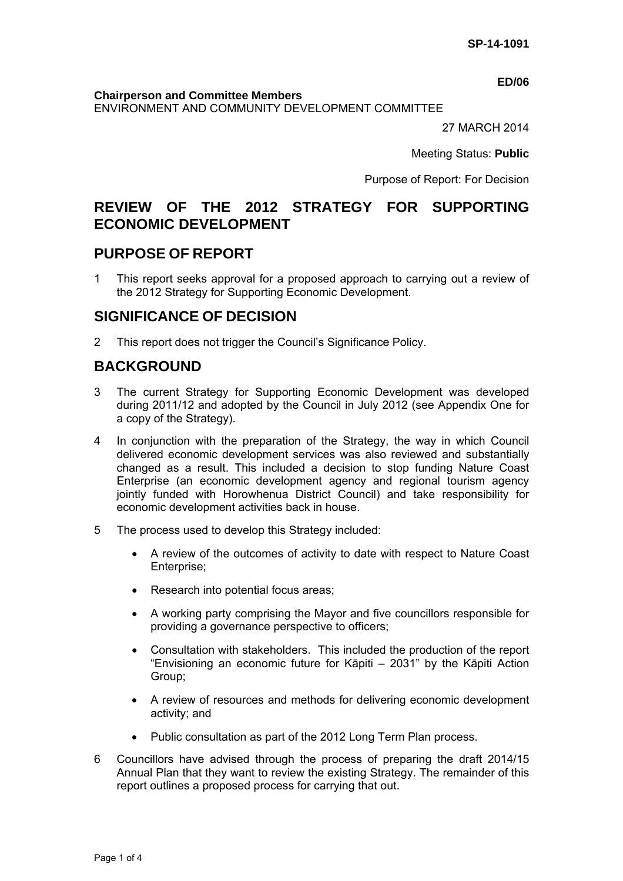SP-14-1091

**ED/06**

**Chairperson and Committee Members**
ENVIRONMENT AND COMMUNITY DEVELOPMENT COMMITTEE

27 MARCH 2014

Meeting Status: **Public**

Purpose of Report: For Decision

# REVIEW OF THE 2012 STRATEGY FOR SUPPORTING ECONOMIC DEVELOPMENT

## PURPOSE OF REPORT

1 This report seeks approval for a proposed approach to carrying out a review of the 2012 Strategy for Supporting Economic Development.

## SIGNIFICANCE OF DECISION

2 This report does not trigger the Council's Significance Policy.

## BACKGROUND

3 The current Strategy for Supporting Economic Development was developed during 2011/12 and adopted by the Council in July 2012 (see Appendix One for a copy of the Strategy).

4 In conjunction with the preparation of the Strategy, the way in which Council delivered economic development services was also reviewed and substantially changed as a result. This included a decision to stop funding Nature Coast Enterprise (an economic development agency and regional tourism agency jointly funded with Horowhenua District Council) and take responsibility for economic development activities back in house.

5 The process used to develop this Strategy included:

- A review of the outcomes of activity to date with respect to Nature Coast Enterprise;
- Research into potential focus areas;
- A working party comprising the Mayor and five councillors responsible for providing a governance perspective to officers;
- Consultation with stakeholders. This included the production of the report "Envisioning an economic future for Kāpiti – 2031" by the Kāpiti Action Group;
- A review of resources and methods for delivering economic development activity; and
- Public consultation as part of the 2012 Long Term Plan process.

6 Councillors have advised through the process of preparing the draft 2014/15 Annual Plan that they want to review the existing Strategy. The remainder of this report outlines a proposed process for carrying that out.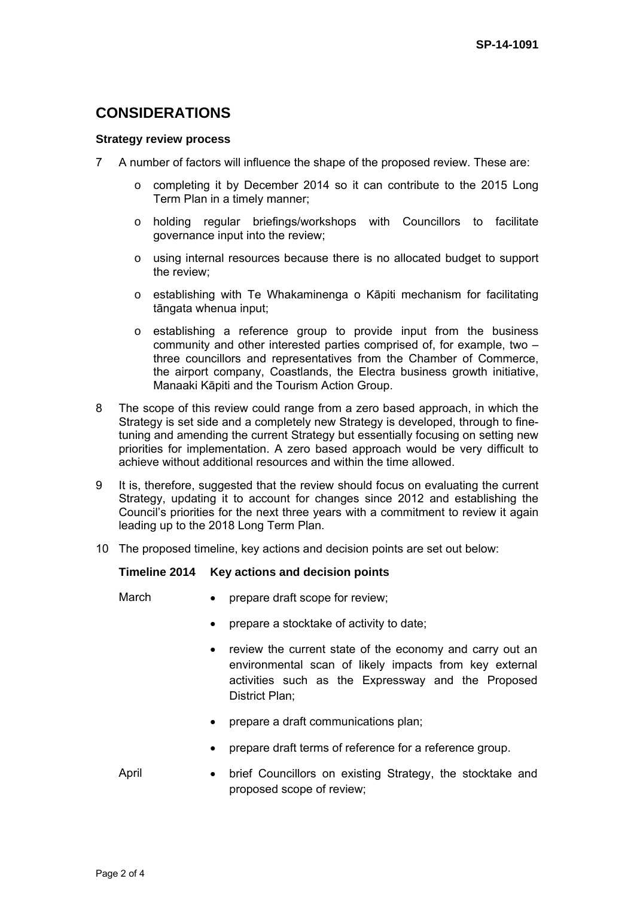## CONSIDERATIONS

### Strategy review process

7 A number of factors will influence the shape of the proposed review. These are:

  - o completing it by December 2014 so it can contribute to the 2015 Long Term Plan in a timely manner;
  - o holding regular briefings/workshops with Councillors to facilitate governance input into the review;
  - o using internal resources because there is no allocated budget to support the review;
  - o establishing with Te Whakaminenga o Kāpiti mechanism for facilitating tāngata whenua input;
  - o establishing a reference group to provide input from the business community and other interested parties comprised of, for example, two – three councillors and representatives from the Chamber of Commerce, the airport company, Coastlands, the Electra business growth initiative, Manaaki Kāpiti and the Tourism Action Group.

8 The scope of this review could range from a zero based approach, in which the Strategy is set side and a completely new Strategy is developed, through to fine-tuning and amending the current Strategy but essentially focusing on setting new priorities for implementation. A zero based approach would be very difficult to achieve without additional resources and within the time allowed.

9 It is, therefore, suggested that the review should focus on evaluating the current Strategy, updating it to account for changes since 2012 and establishing the Council's priorities for the next three years with a commitment to review it again leading up to the 2018 Long Term Plan.

10 The proposed timeline, key actions and decision points are set out below:

| Timeline 2014 | Key actions and decision points |
|---|---|
| March | • prepare draft scope for review;<br>• prepare a stocktake of activity to date;<br>• review the current state of the economy and carry out an environmental scan of likely impacts from key external activities such as the Expressway and the Proposed District Plan;<br>• prepare a draft communications plan;<br>• prepare draft terms of reference for a reference group. |
| April | • brief Councillors on existing Strategy, the stocktake and proposed scope of review; |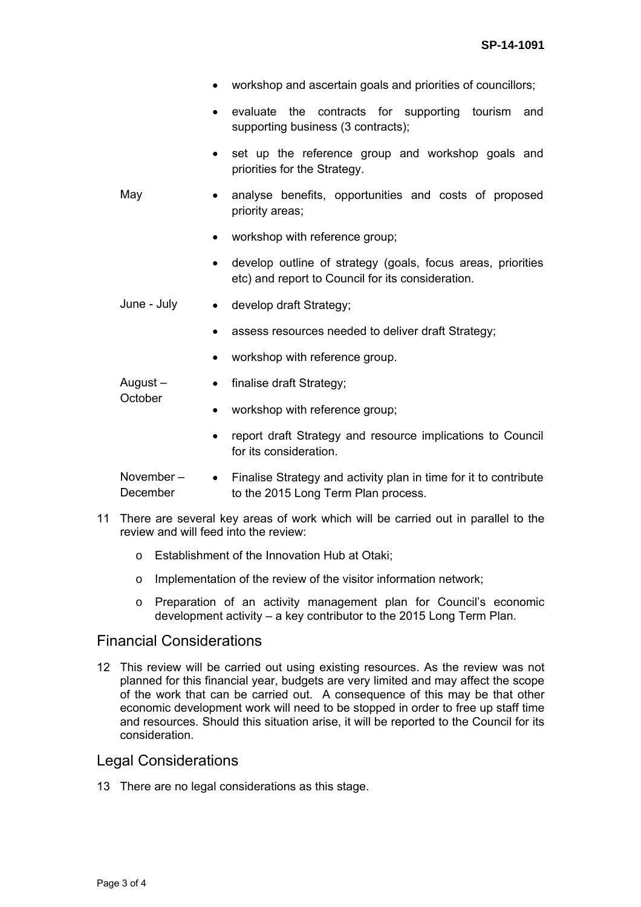- workshop and ascertain goals and priorities of councillors;
- evaluate the contracts for supporting tourism and supporting business (3 contracts);
- set up the reference group and workshop goals and priorities for the Strategy.

May

- analyse benefits, opportunities and costs of proposed priority areas;
- workshop with reference group;
- develop outline of strategy (goals, focus areas, priorities etc) and report to Council for its consideration.

June - July

- develop draft Strategy;
- assess resources needed to deliver draft Strategy;
- workshop with reference group.

August – October

- finalise draft Strategy;
- workshop with reference group;
- report draft Strategy and resource implications to Council for its consideration.

November – December

- Finalise Strategy and activity plan in time for it to contribute to the 2015 Long Term Plan process.

11 There are several key areas of work which will be carried out in parallel to the review and will feed into the review:

- o Establishment of the Innovation Hub at Otaki;
- o Implementation of the review of the visitor information network;
- o Preparation of an activity management plan for Council's economic development activity – a key contributor to the 2015 Long Term Plan.

## Financial Considerations

12 This review will be carried out using existing resources. As the review was not planned for this financial year, budgets are very limited and may affect the scope of the work that can be carried out. A consequence of this may be that other economic development work will need to be stopped in order to free up staff time and resources. Should this situation arise, it will be reported to the Council for its consideration.

## Legal Considerations

13 There are no legal considerations as this stage.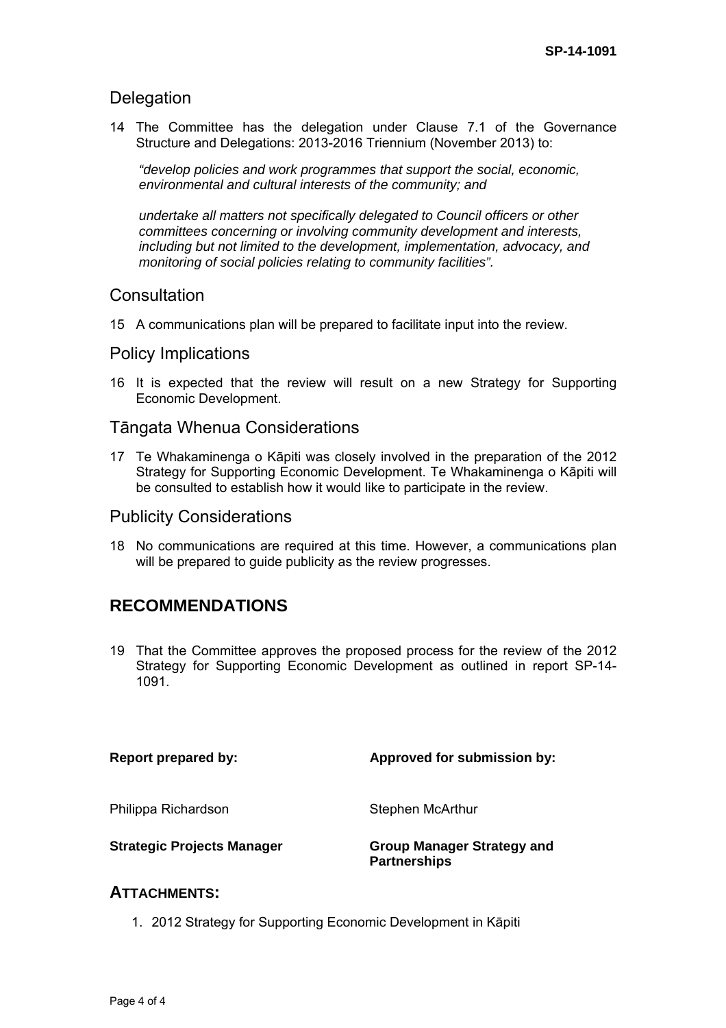## Delegation

14 The Committee has the delegation under Clause 7.1 of the Governance Structure and Delegations: 2013-2016 Triennium (November 2013) to:

> *"develop policies and work programmes that support the social, economic, environmental and cultural interests of the community; and*
>
> *undertake all matters not specifically delegated to Council officers or other committees concerning or involving community development and interests, including but not limited to the development, implementation, advocacy, and monitoring of social policies relating to community facilities".*

## Consultation

15 A communications plan will be prepared to facilitate input into the review.

## Policy Implications

16 It is expected that the review will result on a new Strategy for Supporting Economic Development.

## Tāngata Whenua Considerations

17 Te Whakaminenga o Kāpiti was closely involved in the preparation of the 2012 Strategy for Supporting Economic Development. Te Whakaminenga o Kāpiti will be consulted to establish how it would like to participate in the review.

## Publicity Considerations

18 No communications are required at this time. However, a communications plan will be prepared to guide publicity as the review progresses.

# RECOMMENDATIONS

19 That the Committee approves the proposed process for the review of the 2012 Strategy for Supporting Economic Development as outlined in report SP-14-1091.

| | |
|---|---|
| **Report prepared by:** | **Approved for submission by:** |
| Philippa Richardson | Stephen McArthur |
| **Strategic Projects Manager** | **Group Manager Strategy and Partnerships** |

## ATTACHMENTS:

1. 2012 Strategy for Supporting Economic Development in Kāpiti